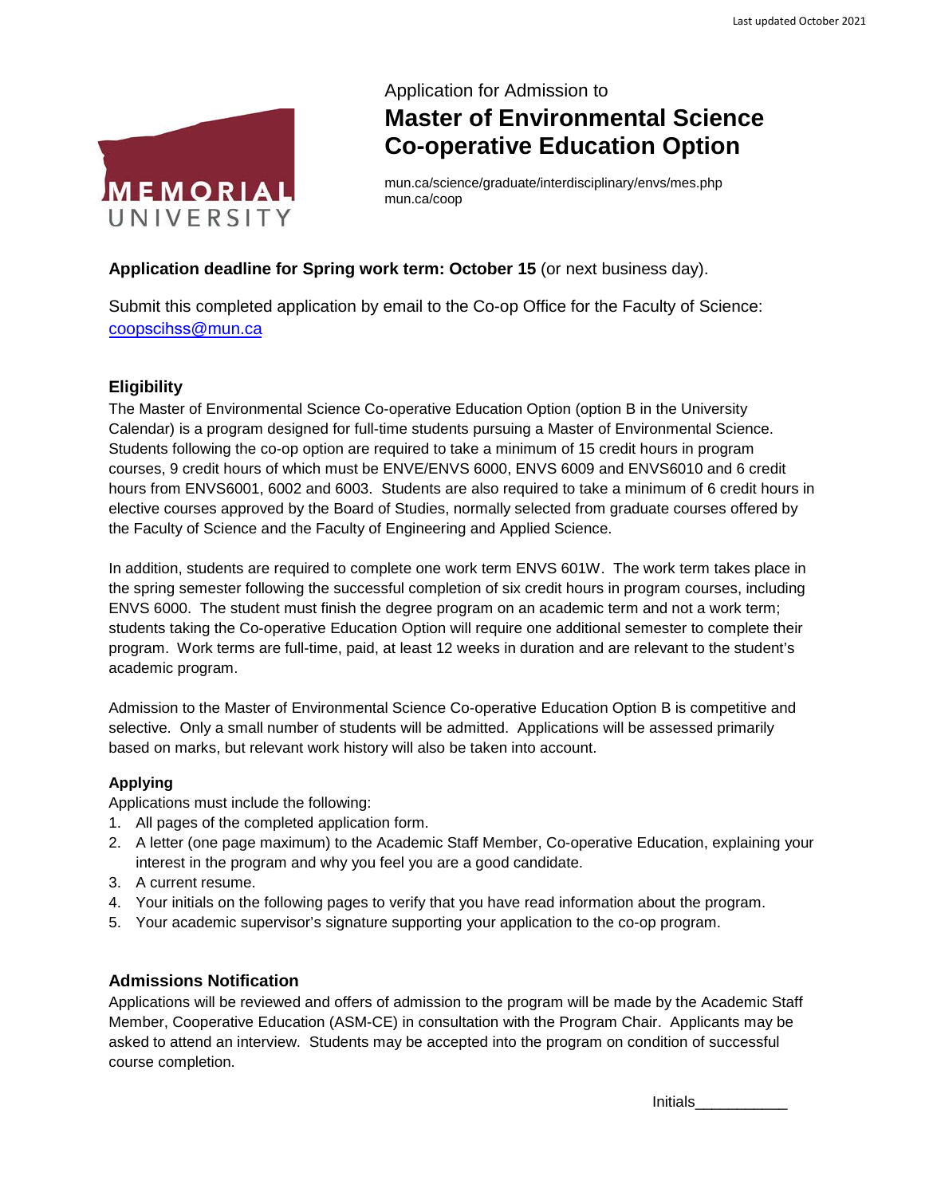Application for Admission to

# Master of Environmental Science Co-operative Education Option

mun.ca/science/graduate/interdisciplinary/envs/mes.php
mun.ca/coop

**Application deadline for Spring work term: October 15** (or next business day).

Submit this completed application by email to the Co-op Office for the Faculty of Science: coopscihss@mun.ca

## Eligibility

The Master of Environmental Science Co-operative Education Option (option B in the University Calendar) is a program designed for full-time students pursuing a Master of Environmental Science. Students following the co-op option are required to take a minimum of 15 credit hours in program courses, 9 credit hours of which must be ENVE/ENVS 6000, ENVS 6009 and ENVS6010 and 6 credit hours from ENVS6001, 6002 and 6003. Students are also required to take a minimum of 6 credit hours in elective courses approved by the Board of Studies, normally selected from graduate courses offered by the Faculty of Science and the Faculty of Engineering and Applied Science.

In addition, students are required to complete one work term ENVS 601W. The work term takes place in the spring semester following the successful completion of six credit hours in program courses, including ENVS 6000. The student must finish the degree program on an academic term and not a work term; students taking the Co-operative Education Option will require one additional semester to complete their program. Work terms are full-time, paid, at least 12 weeks in duration and are relevant to the student's academic program.

Admission to the Master of Environmental Science Co-operative Education Option B is competitive and selective. Only a small number of students will be admitted. Applications will be assessed primarily based on marks, but relevant work history will also be taken into account.

### Applying

Applications must include the following:

1. All pages of the completed application form.
2. A letter (one page maximum) to the Academic Staff Member, Co-operative Education, explaining your interest in the program and why you feel you are a good candidate.
3. A current resume.
4. Your initials on the following pages to verify that you have read information about the program.
5. Your academic supervisor's signature supporting your application to the co-op program.

## Admissions Notification

Applications will be reviewed and offers of admission to the program will be made by the Academic Staff Member, Cooperative Education (ASM-CE) in consultation with the Program Chair. Applicants may be asked to attend an interview. Students may be accepted into the program on condition of successful course completion.

Initials___________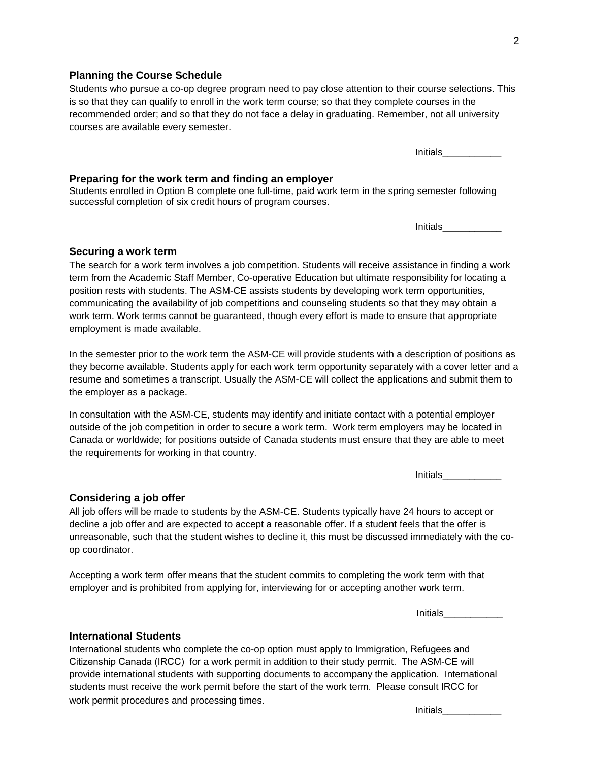### Planning the Course Schedule

Students who pursue a co-op degree program need to pay close attention to their course selections. This is so that they can qualify to enroll in the work term course; so that they complete courses in the recommended order; and so that they do not face a delay in graduating. Remember, not all university courses are available every semester.

Initials___________

### Preparing for the work term and finding an employer

Students enrolled in Option B complete one full-time, paid work term in the spring semester following successful completion of six credit hours of program courses.

Initials___________

### Securing a work term

The search for a work term involves a job competition. Students will receive assistance in finding a work term from the Academic Staff Member, Co-operative Education but ultimate responsibility for locating a position rests with students. The ASM-CE assists students by developing work term opportunities, communicating the availability of job competitions and counseling students so that they may obtain a work term. Work terms cannot be guaranteed, though every effort is made to ensure that appropriate employment is made available.

In the semester prior to the work term the ASM-CE will provide students with a description of positions as they become available. Students apply for each work term opportunity separately with a cover letter and a resume and sometimes a transcript. Usually the ASM-CE will collect the applications and submit them to the employer as a package.

In consultation with the ASM-CE, students may identify and initiate contact with a potential employer outside of the job competition in order to secure a work term. Work term employers may be located in Canada or worldwide; for positions outside of Canada students must ensure that they are able to meet the requirements for working in that country.

Initials___________

### Considering a job offer

All job offers will be made to students by the ASM-CE. Students typically have 24 hours to accept or decline a job offer and are expected to accept a reasonable offer. If a student feels that the offer is unreasonable, such that the student wishes to decline it, this must be discussed immediately with the co-op coordinator.

Accepting a work term offer means that the student commits to completing the work term with that employer and is prohibited from applying for, interviewing for or accepting another work term.

Initials___________

### International Students

International students who complete the co-op option must apply to Immigration, Refugees and Citizenship Canada (IRCC) for a work permit in addition to their study permit. The ASM-CE will provide international students with supporting documents to accompany the application. International students must receive the work permit before the start of the work term. Please consult IRCC for work permit procedures and processing times.

Initials___________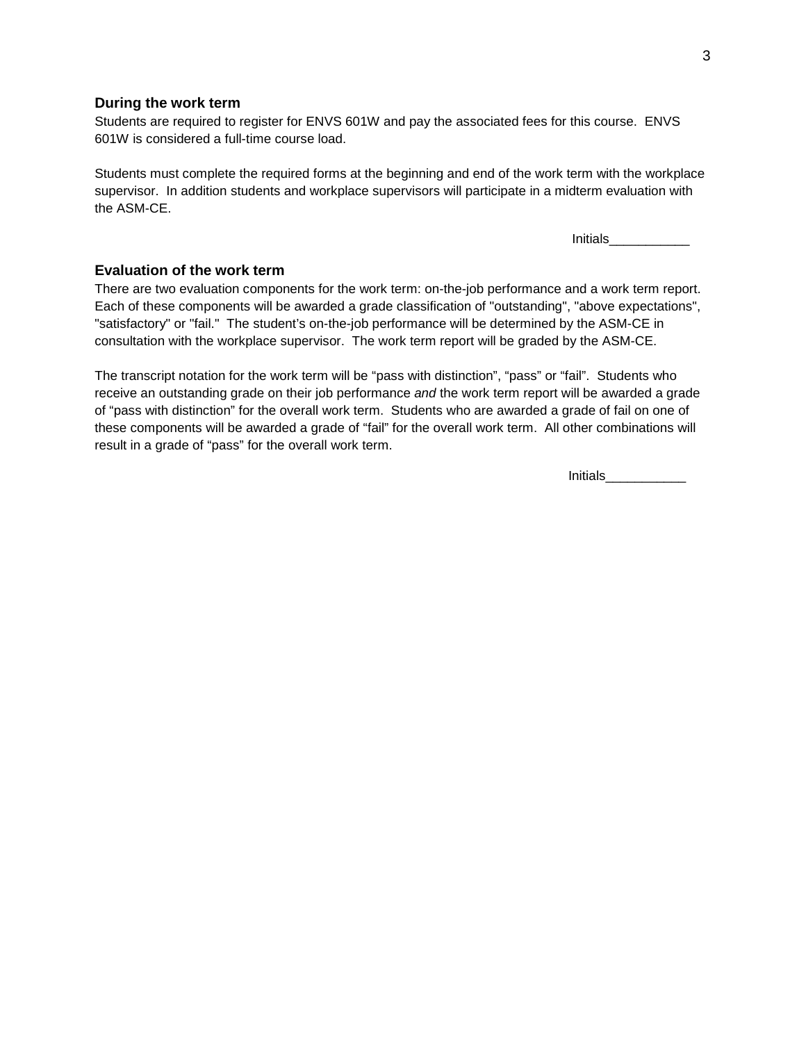### During the work term

Students are required to register for ENVS 601W and pay the associated fees for this course. ENVS 601W is considered a full-time course load.

Students must complete the required forms at the beginning and end of the work term with the workplace supervisor. In addition students and workplace supervisors will participate in a midterm evaluation with the ASM-CE.

Initials___________

### Evaluation of the work term

There are two evaluation components for the work term: on-the-job performance and a work term report. Each of these components will be awarded a grade classification of "outstanding", "above expectations", "satisfactory" or "fail." The student's on-the-job performance will be determined by the ASM-CE in consultation with the workplace supervisor. The work term report will be graded by the ASM-CE.

The transcript notation for the work term will be "pass with distinction", "pass" or "fail". Students who receive an outstanding grade on their job performance *and* the work term report will be awarded a grade of "pass with distinction" for the overall work term. Students who are awarded a grade of fail on one of these components will be awarded a grade of "fail" for the overall work term. All other combinations will result in a grade of "pass" for the overall work term.

Initials___________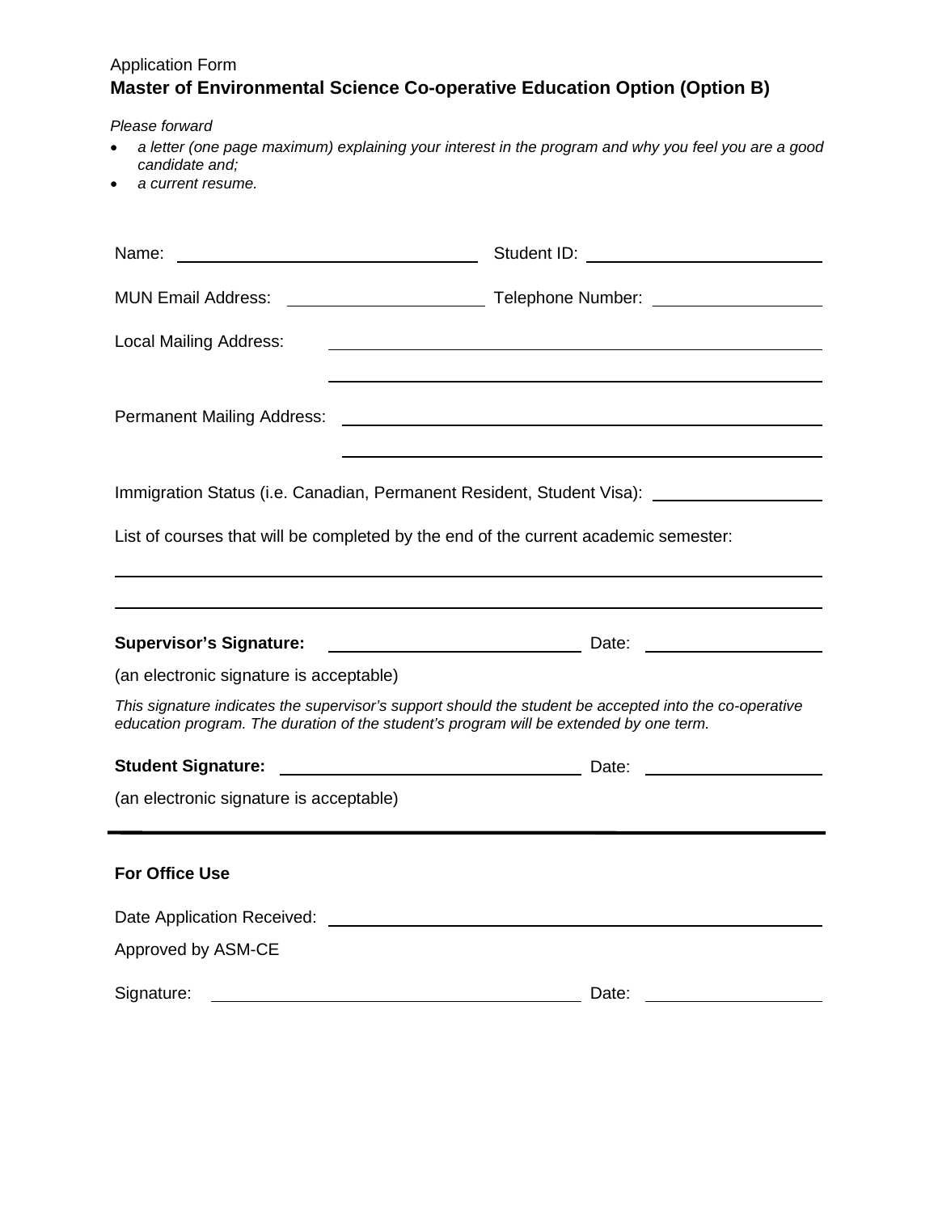Application Form

## Master of Environmental Science Co-operative Education Option (Option B)

*Please forward*

- *a letter (one page maximum) explaining your interest in the program and why you feel you are a good candidate and;*
- *a current resume.*

Name: ______________________________ Student ID: ______________________________

MUN Email Address: ______________________ Telephone Number: ____________________

Local Mailing Address: ____________________________________________________________

____________________________________________________________

Permanent Mailing Address: ____________________________________________________________

____________________________________________________________

Immigration Status (i.e. Canadian, Permanent Resident, Student Visa): ____________________

List of courses that will be completed by the end of the current academic semester:

____________________________________________________________

____________________________________________________________

**Supervisor's Signature:** ______________________________ Date: ____________________

(an electronic signature is acceptable)

*This signature indicates the supervisor's support should the student be accepted into the co-operative education program. The duration of the student's program will be extended by one term.*

**Student Signature:** ______________________________ Date: ____________________

(an electronic signature is acceptable)

---

**For Office Use**

Date Application Received: ____________________________________________________________

Approved by ASM-CE

Signature: ______________________________ Date: ____________________